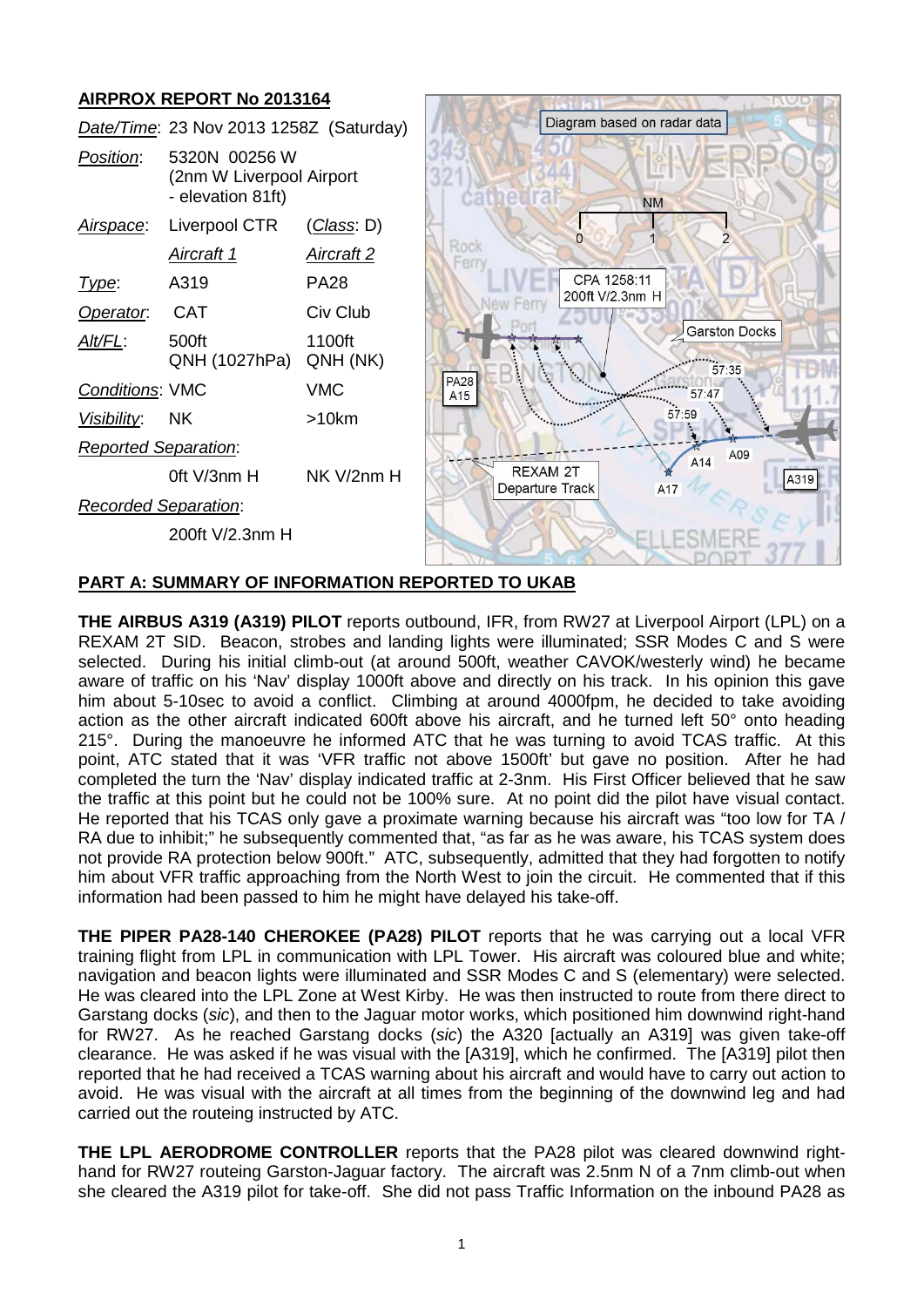## AIRPROX REPORT No 2013164

| | | |
|---|---|---|
| *Date/Time*: | 23 Nov 2013 1258Z (Saturday) | |
| *Position*: | 5320N 00256 W (2nm W Liverpool Airport - elevation 81ft) | |
| *Airspace*: | Liverpool CTR | (*Class*: D) |
| | *Aircraft 1* | *Aircraft 2* |
| *Type*: | A319 | PA28 |
| *Operator*: | CAT | Civ Club |
| *Alt/FL*: | 500ft QNH (1027hPa) | 1100ft QNH (NK) |
| *Conditions*: | VMC | VMC |
| *Visibility*: | NK | >10km |
| *Reported Separation*: | | |
| | 0ft V/3nm H | NK V/2nm H |
| *Recorded Separation*: | | |
| | 200ft V/2.3nm H | |

Diagram based on radar data

CPA 1258:11 200ft V/2.3nm H

## PART A: SUMMARY OF INFORMATION REPORTED TO UKAB

**THE AIRBUS A319 (A319) PILOT** reports outbound, IFR, from RW27 at Liverpool Airport (LPL) on a REXAM 2T SID. Beacon, strobes and landing lights were illuminated; SSR Modes C and S were selected. During his initial climb-out (at around 500ft, weather CAVOK/westerly wind) he became aware of traffic on his 'Nav' display 1000ft above and directly on his track. In his opinion this gave him about 5-10sec to avoid a conflict. Climbing at around 4000fpm, he decided to take avoiding action as the other aircraft indicated 600ft above his aircraft, and he turned left 50° onto heading 215°. During the manoeuvre he informed ATC that he was turning to avoid TCAS traffic. At this point, ATC stated that it was 'VFR traffic not above 1500ft' but gave no position. After he had completed the turn the 'Nav' display indicated traffic at 2-3nm. His First Officer believed that he saw the traffic at this point but he could not be 100% sure. At no point did the pilot have visual contact. He reported that his TCAS only gave a proximate warning because his aircraft was "too low for TA / RA due to inhibit;" he subsequently commented that, "as far as he was aware, his TCAS system does not provide RA protection below 900ft." ATC, subsequently, admitted that they had forgotten to notify him about VFR traffic approaching from the North West to join the circuit. He commented that if this information had been passed to him he might have delayed his take-off.

**THE PIPER PA28-140 CHEROKEE (PA28) PILOT** reports that he was carrying out a local VFR training flight from LPL in communication with LPL Tower. His aircraft was coloured blue and white; navigation and beacon lights were illuminated and SSR Modes C and S (elementary) were selected. He was cleared into the LPL Zone at West Kirby. He was then instructed to route from there direct to Garstang docks (*sic*), and then to the Jaguar motor works, which positioned him downwind right-hand for RW27. As he reached Garstang docks (*sic*) the A320 [actually an A319] was given take-off clearance. He was asked if he was visual with the [A319], which he confirmed. The [A319] pilot then reported that he had received a TCAS warning about his aircraft and would have to carry out action to avoid. He was visual with the aircraft at all times from the beginning of the downwind leg and had carried out the routeing instructed by ATC.

**THE LPL AERODROME CONTROLLER** reports that the PA28 pilot was cleared downwind right-hand for RW27 routeing Garston-Jaguar factory. The aircraft was 2.5nm N of a 7nm climb-out when she cleared the A319 pilot for take-off. She did not pass Traffic Information on the inbound PA28 as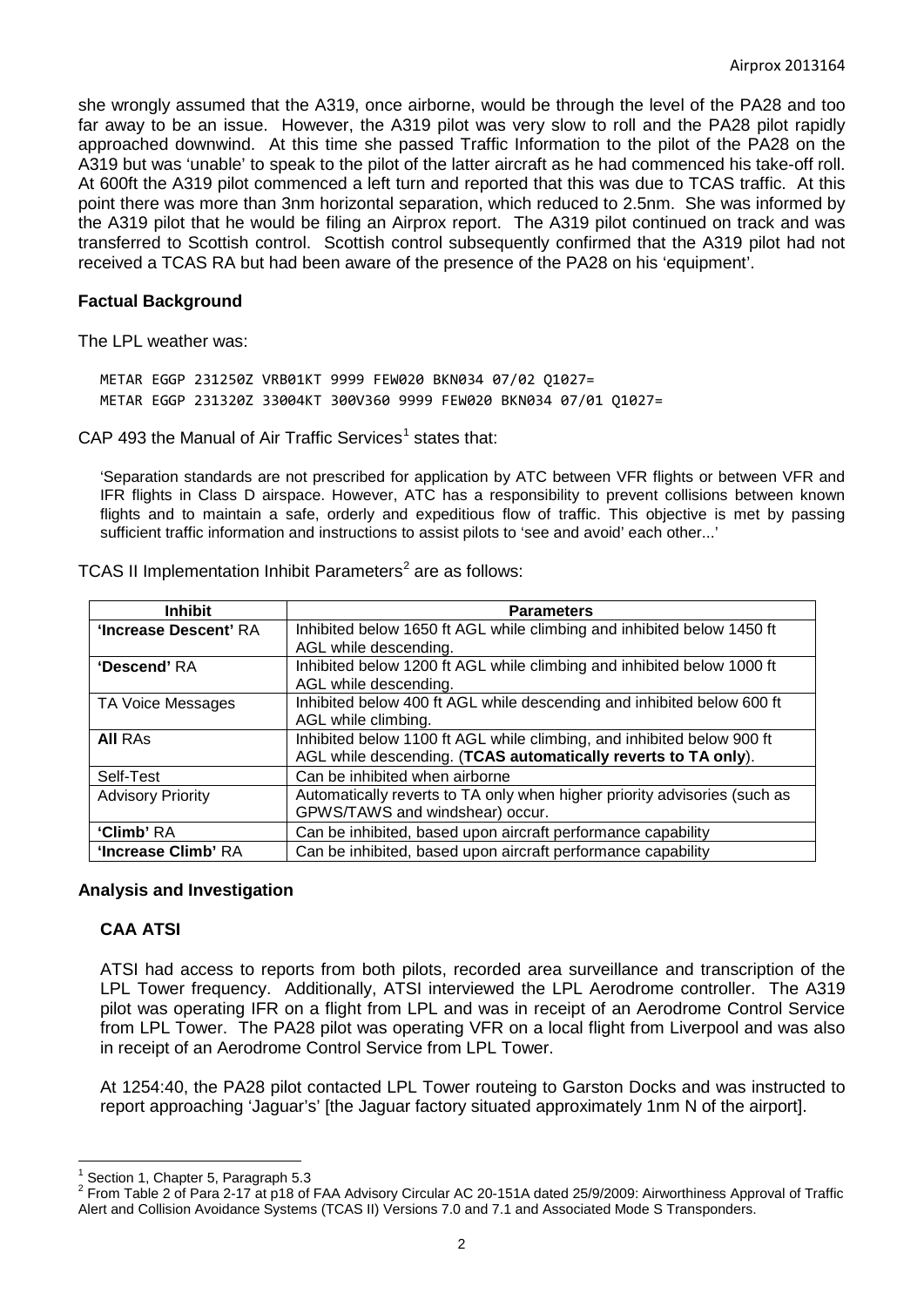she wrongly assumed that the A319, once airborne, would be through the level of the PA28 and too far away to be an issue. However, the A319 pilot was very slow to roll and the PA28 pilot rapidly approached downwind. At this time she passed Traffic Information to the pilot of the PA28 on the A319 but was 'unable' to speak to the pilot of the latter aircraft as he had commenced his take-off roll. At 600ft the A319 pilot commenced a left turn and reported that this was due to TCAS traffic. At this point there was more than 3nm horizontal separation, which reduced to 2.5nm. She was informed by the A319 pilot that he would be filing an Airprox report. The A319 pilot continued on track and was transferred to Scottish control. Scottish control subsequently confirmed that the A319 pilot had not received a TCAS RA but had been aware of the presence of the PA28 on his 'equipment'.

## Factual Background

The LPL weather was:

```
METAR EGGP 231250Z VRB01KT 9999 FEW020 BKN034 07/02 Q1027=
METAR EGGP 231320Z 33004KT 300V360 9999 FEW020 BKN034 07/01 Q1027=
```

CAP 493 the Manual of Air Traffic Services[1] states that:

> 'Separation standards are not prescribed for application by ATC between VFR flights or between VFR and IFR flights in Class D airspace. However, ATC has a responsibility to prevent collisions between known flights and to maintain a safe, orderly and expeditious flow of traffic. This objective is met by passing sufficient traffic information and instructions to assist pilots to 'see and avoid' each other...'

TCAS II Implementation Inhibit Parameters[2] are as follows:

| Inhibit | Parameters |
| --- | --- |
| **'Increase Descent'** RA | Inhibited below 1650 ft AGL while climbing and inhibited below 1450 ft AGL while descending. |
| **'Descend'** RA | Inhibited below 1200 ft AGL while climbing and inhibited below 1000 ft AGL while descending. |
| TA Voice Messages | Inhibited below 400 ft AGL while descending and inhibited below 600 ft AGL while climbing. |
| **All** RAs | Inhibited below 1100 ft AGL while climbing, and inhibited below 900 ft AGL while descending. (**TCAS automatically reverts to TA only**). |
| Self-Test | Can be inhibited when airborne |
| Advisory Priority | Automatically reverts to TA only when higher priority advisories (such as GPWS/TAWS and windshear) occur. |
| **'Climb'** RA | Can be inhibited, based upon aircraft performance capability |
| **'Increase Climb'** RA | Can be inhibited, based upon aircraft performance capability |

## Analysis and Investigation

### CAA ATSI

ATSI had access to reports from both pilots, recorded area surveillance and transcription of the LPL Tower frequency. Additionally, ATSI interviewed the LPL Aerodrome controller. The A319 pilot was operating IFR on a flight from LPL and was in receipt of an Aerodrome Control Service from LPL Tower. The PA28 pilot was operating VFR on a local flight from Liverpool and was also in receipt of an Aerodrome Control Service from LPL Tower.

At 1254:40, the PA28 pilot contacted LPL Tower routeing to Garston Docks and was instructed to report approaching 'Jaguar's' [the Jaguar factory situated approximately 1nm N of the airport].

---

[1] Section 1, Chapter 5, Paragraph 5.3

[2] From Table 2 of Para 2-17 at p18 of FAA Advisory Circular AC 20-151A dated 25/9/2009: Airworthiness Approval of Traffic Alert and Collision Avoidance Systems (TCAS II) Versions 7.0 and 7.1 and Associated Mode S Transponders.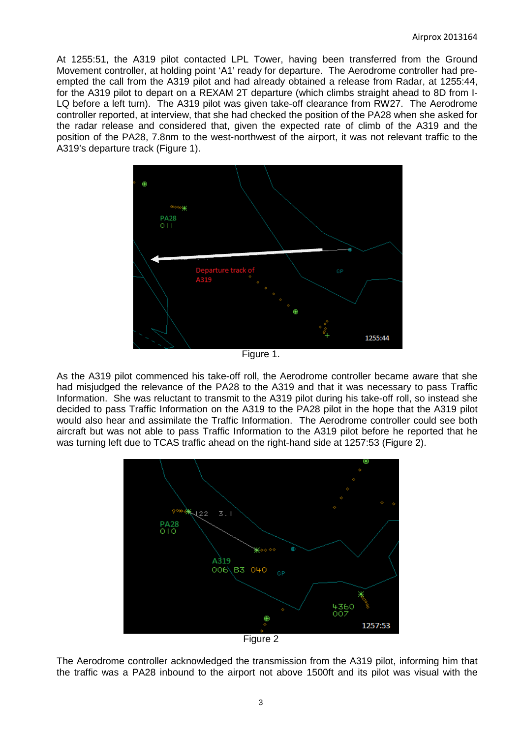At 1255:51, the A319 pilot contacted LPL Tower, having been transferred from the Ground Movement controller, at holding point 'A1' ready for departure. The Aerodrome controller had pre-empted the call from the A319 pilot and had already obtained a release from Radar, at 1255:44, for the A319 pilot to depart on a REXAM 2T departure (which climbs straight ahead to 8D from I-LQ before a left turn). The A319 pilot was given take-off clearance from RW27. The Aerodrome controller reported, at interview, that she had checked the position of the PA28 when she asked for the radar release and considered that, given the expected rate of climb of the A319 and the position of the PA28, 7.8nm to the west-northwest of the airport, it was not relevant traffic to the A319's departure track (Figure 1).

Figure 1.

As the A319 pilot commenced his take-off roll, the Aerodrome controller became aware that she had misjudged the relevance of the PA28 to the A319 and that it was necessary to pass Traffic Information. She was reluctant to transmit to the A319 pilot during his take-off roll, so instead she decided to pass Traffic Information on the A319 to the PA28 pilot in the hope that the A319 pilot would also hear and assimilate the Traffic Information. The Aerodrome controller could see both aircraft but was not able to pass Traffic Information to the A319 pilot before he reported that he was turning left due to TCAS traffic ahead on the right-hand side at 1257:53 (Figure 2).

Figure 2

The Aerodrome controller acknowledged the transmission from the A319 pilot, informing him that the traffic was a PA28 inbound to the airport not above 1500ft and its pilot was visual with the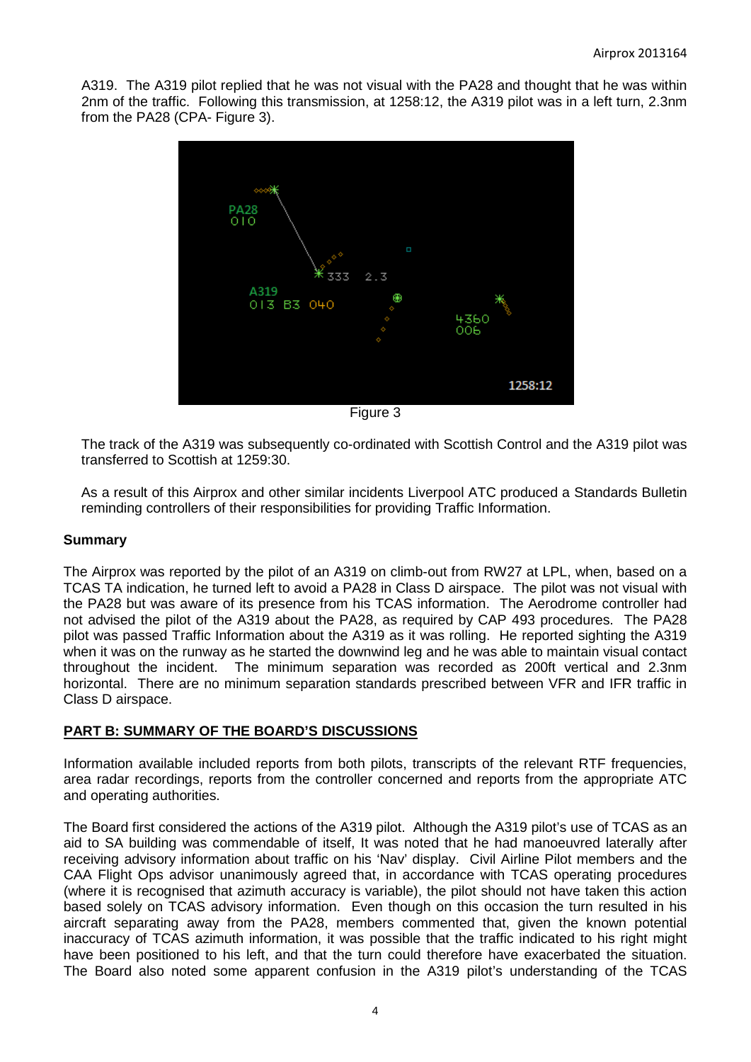A319. The A319 pilot replied that he was not visual with the PA28 and thought that he was within 2nm of the traffic. Following this transmission, at 1258:12, the A319 pilot was in a left turn, 2.3nm from the PA28 (CPA- Figure 3).

Figure 3

The track of the A319 was subsequently co-ordinated with Scottish Control and the A319 pilot was transferred to Scottish at 1259:30.

As a result of this Airprox and other similar incidents Liverpool ATC produced a Standards Bulletin reminding controllers of their responsibilities for providing Traffic Information.

**Summary**

The Airprox was reported by the pilot of an A319 on climb-out from RW27 at LPL, when, based on a TCAS TA indication, he turned left to avoid a PA28 in Class D airspace. The pilot was not visual with the PA28 but was aware of its presence from his TCAS information. The Aerodrome controller had not advised the pilot of the A319 about the PA28, as required by CAP 493 procedures. The PA28 pilot was passed Traffic Information about the A319 as it was rolling. He reported sighting the A319 when it was on the runway as he started the downwind leg and he was able to maintain visual contact throughout the incident. The minimum separation was recorded as 200ft vertical and 2.3nm horizontal. There are no minimum separation standards prescribed between VFR and IFR traffic in Class D airspace.

## PART B: SUMMARY OF THE BOARD'S DISCUSSIONS

Information available included reports from both pilots, transcripts of the relevant RTF frequencies, area radar recordings, reports from the controller concerned and reports from the appropriate ATC and operating authorities.

The Board first considered the actions of the A319 pilot. Although the A319 pilot's use of TCAS as an aid to SA building was commendable of itself, It was noted that he had manoeuvred laterally after receiving advisory information about traffic on his 'Nav' display. Civil Airline Pilot members and the CAA Flight Ops advisor unanimously agreed that, in accordance with TCAS operating procedures (where it is recognised that azimuth accuracy is variable), the pilot should not have taken this action based solely on TCAS advisory information. Even though on this occasion the turn resulted in his aircraft separating away from the PA28, members commented that, given the known potential inaccuracy of TCAS azimuth information, it was possible that the traffic indicated to his right might have been positioned to his left, and that the turn could therefore have exacerbated the situation. The Board also noted some apparent confusion in the A319 pilot's understanding of the TCAS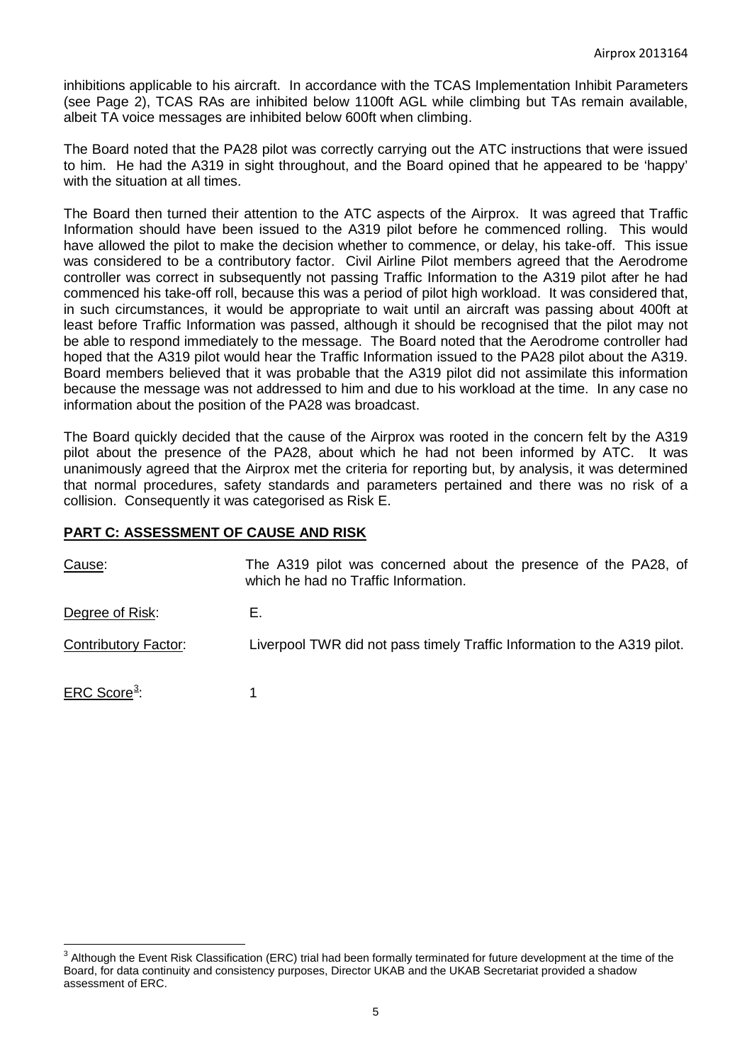inhibitions applicable to his aircraft. In accordance with the TCAS Implementation Inhibit Parameters (see Page 2), TCAS RAs are inhibited below 1100ft AGL while climbing but TAs remain available, albeit TA voice messages are inhibited below 600ft when climbing.

The Board noted that the PA28 pilot was correctly carrying out the ATC instructions that were issued to him. He had the A319 in sight throughout, and the Board opined that he appeared to be 'happy' with the situation at all times.

The Board then turned their attention to the ATC aspects of the Airprox. It was agreed that Traffic Information should have been issued to the A319 pilot before he commenced rolling. This would have allowed the pilot to make the decision whether to commence, or delay, his take-off. This issue was considered to be a contributory factor. Civil Airline Pilot members agreed that the Aerodrome controller was correct in subsequently not passing Traffic Information to the A319 pilot after he had commenced his take-off roll, because this was a period of pilot high workload. It was considered that, in such circumstances, it would be appropriate to wait until an aircraft was passing about 400ft at least before Traffic Information was passed, although it should be recognised that the pilot may not be able to respond immediately to the message. The Board noted that the Aerodrome controller had hoped that the A319 pilot would hear the Traffic Information issued to the PA28 pilot about the A319. Board members believed that it was probable that the A319 pilot did not assimilate this information because the message was not addressed to him and due to his workload at the time. In any case no information about the position of the PA28 was broadcast.

The Board quickly decided that the cause of the Airprox was rooted in the concern felt by the A319 pilot about the presence of the PA28, about which he had not been informed by ATC. It was unanimously agreed that the Airprox met the criteria for reporting but, by analysis, it was determined that normal procedures, safety standards and parameters pertained and there was no risk of a collision. Consequently it was categorised as Risk E.

## PART C: ASSESSMENT OF CAUSE AND RISK

| | |
|---|---|
| Cause: | The A319 pilot was concerned about the presence of the PA28, of which he had no Traffic Information. |
| Degree of Risk: | E. |
| Contributory Factor: | Liverpool TWR did not pass timely Traffic Information to the A319 pilot. |
| ERC Score[3]: | 1 |

[3] Although the Event Risk Classification (ERC) trial had been formally terminated for future development at the time of the Board, for data continuity and consistency purposes, Director UKAB and the UKAB Secretariat provided a shadow assessment of ERC.